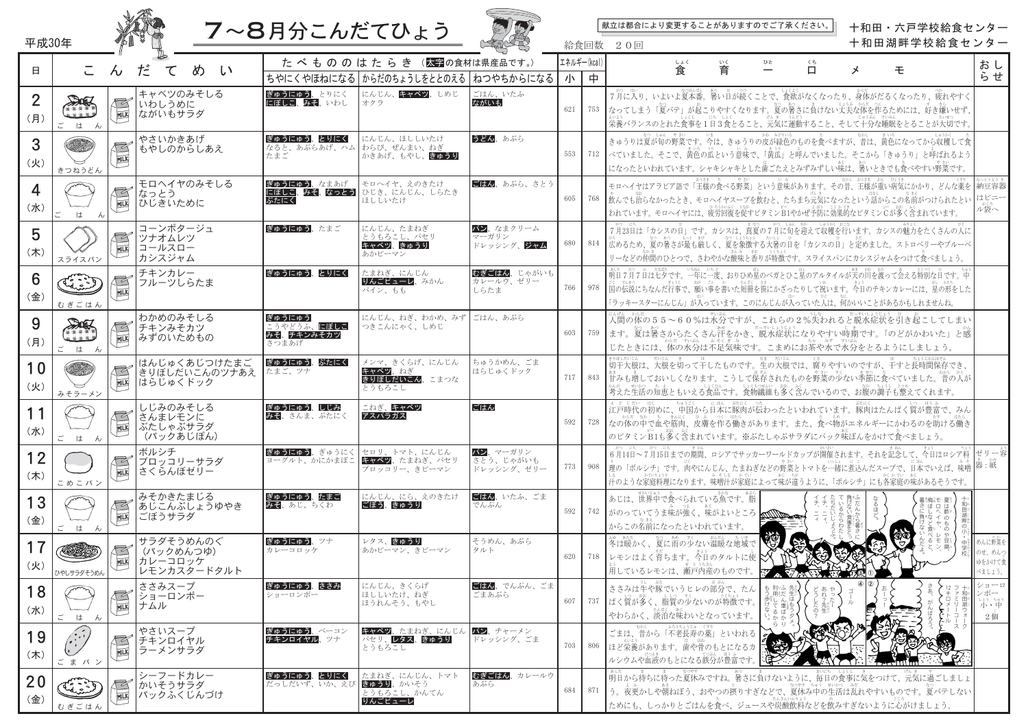平成30年

# 7～8月分こんだてひょう

献立は都合により変更することがありますのでご了承ください。

十和田・六戸学校給食センター
十和田湖畔学校給食センター

給食回数　20回

| 日 | こんだてめい | | ちやにくやほねになる | からだのちょうしをととのえる | ねつやちからになる | エネルギー(kcal) 小 | 中 | 食育一口メモ | おしらせ |
|---|---|---|---|---|---|---|---|---|---|
| 2(月) | ごはん | キャベツのみそしる<br>いわしうめに<br>ながいもサラダ | ぎゅうにゅう、とりにく、にぼし、みそ、いわし | にんじん、キャベツ、しめじ、オクラ | ごはん、いたふ、ながいも | 621 | 753 | 7月に入り、いよいよ夏本番。暑い日が続くことで、食欲がなくなったり、身体がだるくなったり、疲れやすくなってしまう「夏バテ」が起こりやすくなります。夏の暑さに負けない丈夫な体を作るためには、好き嫌いせず、栄養バランスのとれた食事を1日3食とること、元気に運動すること、そして十分な睡眠をとることが大切です。 | |
| 3(火) | きつねうどん | やさいかきあげ<br>もやしのからしあえ | ぎゅうにゅう、とりにく、なると、あぶらあげ、ハム、たまご | にんじん、ほししいたけ、わらび、ぜんまい、ねぎ、かきあげ、もやし、きゅうり | うどん、あぶら | 553 | 712 | きゅうりは夏が旬の野菜です。今は、きゅうりの皮が緑色のものを収穫しますが、昔は、黄色になってから収穫して食べていました。そこで、黄色の瓜という意味で、「黄瓜」と呼んでいました。そこから「きゅうり」と呼ばれるようになったといわれています。シャキシャキとした歯ごたえとみずみずしい味は、暑いときでも食べやすい野菜です。 | |
| 4(水) | ごはん | モロヘイヤのみそしる<br>なっとう<br>ひじきいために | ぎゅうにゅう、なまあげ、にぼし、みそ、なっとう、ぶたにく | モロヘイヤ、えのきたけ、ひじき、にんじん、しらたき、ほししいたけ | ごはん、あぶら、さとう | 605 | 768 | モロヘイヤはアラビア語で「王様の食べる野菜」という意味があります。その昔、王様が重い病気にかかり、どんな薬を飲んでも治らなかったとき、モロヘイヤスープを飲むと、たちまち元気になったという話からこの名前がつけられたといわれています。モロヘイヤには、疲労回復を促すビタミンB1やかぜ予防に効果的なビタミンCが多く含まれています。 | 納豆容器はビニール袋へ |
| 5(木) | スライスパン | コーンポタージュ<br>ツナオムレツ<br>コールスロー<br>カシスジャム | ぎゅうにゅう、たまご | にんじん、たまねぎ、とうもろこし、パセリ、キャベツ、きゅうり、あかピーマン | パン、なまクリーム、マーガリン、ドレッシング、ジャム | 680 | 814 | 7月23日は「カシスの日」です。カシスは、真夏の7月に旬を迎えて収穫を行います。カシスの魅力をたくさんの人に広めるため、夏の暑さが最も厳しく、夏を象徴する大暑の日を「カシスの日」と定めました。ストロベリーやブルーベリーなどの仲間のひとつで、さわやかな酸味と香りが特徴です。スライスパンにカシスジャムをつけて食べましょう。 | |
| 6(金) | むぎごはん | チキンカレー<br>フルーツしらたま | ぎゅうにゅう、とりにく | たまねぎ、にんじん、りんごピューレ、みかん、パイン、もも | むぎごはん、じゃがいも、カレールウ、ゼリー、しらたま | 766 | 978 | 明日7月7日は七夕です。一年に一度、おりひめ星のベガとひこ星のアルタイルが天の川を渡って会える特別な日です。中国の伝説にちなんだ行事で、願い事を書いた短冊を笹にかざったりして祝います。今日のチキンカレーには、星の形をした「ラッキースターにんじん」が入っています。このにんじんが入っていた人は、何かいいことがあるかもしれませんね。 | |
| 9(月) | ごはん | わかめのみそしる<br>チキンみそカツ<br>みずのいためもの | ぎゅうにゅう、こうやどうふ、にぼし、みそ、チキンみそカツ、さつまあげ | にんじん、ねぎ、わかめ、みず、つきこんにゃく、しめじ | ごはん、あぶら | 603 | 759 | 人間の体の55～60％は水分ですが、これらの2％失われると脱水症状を引き起こしてしまいます。夏は暑さからたくさん汗をかき、脱水症状になりやすい時期です。「のどがかわいた」と感じたときには、体の水分は不足気味です。こまめに水分をとるようにしましょう。 | |
| 10(火) | みそラーメン | はんじゅくあじつけたまご<br>きりぼしだいこんのツナあえ<br>はらじゅくドック | ぎゅうにゅう、ぶたにく、たまご、ツナ | メンマ、きくらげ、にんじん、キャベツ、ねぎ、きりぼしだいこん、こまつな、とうもろこし | ちゅうかめん、ごま、はらじゅくドック | 717 | 843 | 切干大根は、大根を切って干したものです。生の大根では、腐りやすいのですが、干すと長時間保存でき、甘みも増しておいしくなります。こうして保存されたものを野菜の少ない季節に食べていました。昔の人が考えた生活の知恵ともいえる食品です。食物繊維も多く含んでいるので、お腹の調子も整えてくれます。 | |
| 11(水) | ごはん | しじみのみそしる<br>さんまレモンに<br>ぶたしゃぶサラダ<br>(パックあじぽん) | ぎゅうにゅう、しじみ、みそ、さんま、ぶたにく | こねぎ、キャベツ、アスパラガス | ごはん | 592 | 728 | 江戸時代の初めに、中国から日本に豚肉が伝わったといわれています。豚肉はたんぱく質が豊富で、みんなの体の中で血や筋肉、皮膚を作る働きがあります。また、食べ物がエネルギーにかわるのを助ける働きのビタミンB1も多く含まれています。※ぶたしゃぶサラダにパック味ぽんをかけて食べましょう。 | |
| 12(木) | こめこパン | ボルシチ<br>ブロッコリーサラダ<br>さくらんぼゼリー | ぎゅうにゅう、ぎゅうにく、ヨーグルト、かにかまぼこ | セロリ、トマト、にんじん、キャベツ、たまねぎ、パセリ、ブロッコリー、きピーマン | パン、マーガリン、さとう、じゃがいも、ドレッシング、ゼリー | 773 | 908 | 6月14日～7月15日までの期間、ロシアでサッカーワールドカップが開催されます。それを記念して、今日はロシア料理の「ボルシチ」です。肉やにんじん、たまねぎなどの野菜とトマトを一緒に煮込んだスープで、日本でいえば、味噌汁のような家庭料理になります。味噌汁が家庭によって味が違うように、「ボルシチ」も各家庭の味があるそうです。 | ゼリー容器：紙 |
| 13(金) | ごはん | みそかきたまじる<br>あじこんぶしょうゆやき<br>ごぼうサラダ | ぎゅうにゅう、たまご、みそ、あじ、ちくわ | にんじん、にら、えのきたけ、ごぼう、きゅうり | ごはん、いたふ、ごま、でんぷん | 592 | 742 | あじは、世界中で食べられている魚です。脂がのっていてうま味が強く、味がよいところからこの名前になったといわれています。 | |
| 17(火) | ひやしサラダそうめん | サラダそうめんのぐ<br>(パックめんつゆ)<br>カレーコロッケ<br>レモンカスタードタルト | ぎゅうにゅう、ツナ、カレーコロッケ | レタス、きゅうり、あかピーマン、きピーマン | そうめん、あぶら、タルト | 620 | 718 | 冬は暖かく、夏に雨の少ない温暖な地域でレモンはよく育ちます。今日のタルトに使用しているレモンは、瀬戸内産のものです。 | めんに具材をのせ、めんつゆをかけて食べましょう。 |
| 18(水) | ごはん | ささみスープ<br>ショーロンポー<br>ナムル | ぎゅうにゅう、ささみ、ショーロンポー | にんじん、きくらげ、ねぎ、ほししいたけ、ほうれんそう、もやし | ごはん、でんぷん、ごま、ごまあぶら | 607 | 737 | ささみは牛や豚でいうヒレの部分で、たんぱく質が多く、脂質の少ないのが特徴です。やわらかく、淡泊な味わいとなっています。 | ショーロンポー 小・中2個 |
| 19(木) | ごまパン | やさいスープ<br>チキンロイヤル<br>ラーメンサラダ | ぎゅうにゅう、ベーコン、チキンロイヤル、ツナ | キャベツ、たまねぎ、にんじん、パセリ、レタス、きゅうり、とうもろこし | パン、チャーメン、ドレッシング、ごま | 703 | 806 | ごまは、昔から「不老長寿の薬」といわれるほど栄養があります。歯や骨のもとになるカルシウムや血液のもとになる鉄分が豊富です。 | |
| 20(金) | むぎごはん | シーフードカレー<br>かいそうサラダ<br>パックふくじんづけ | ぎゅうにゅう、とりにく、だっしだいず、いか、えび | たまねぎ、にんじん、トマト、きゅうり、かいそう、とうもろこし、かんてん、りんごピューレ | むぎごはん、カレールウ、あぶら | 684 | 871 | 明日から待ちに待った夏休みですね。暑さに負けないように、毎日の食事に気をつけて、元気に過ごしましょう。夜更かしや朝ねぼう、おやつの摂りすぎなどで、夏休み中の生活は乱れやすいものです。夏バテしないためにも、しっかりとごはんを食べ、ジュースや炭酸飲料などを飲みすぎないように心がけましょう。 | |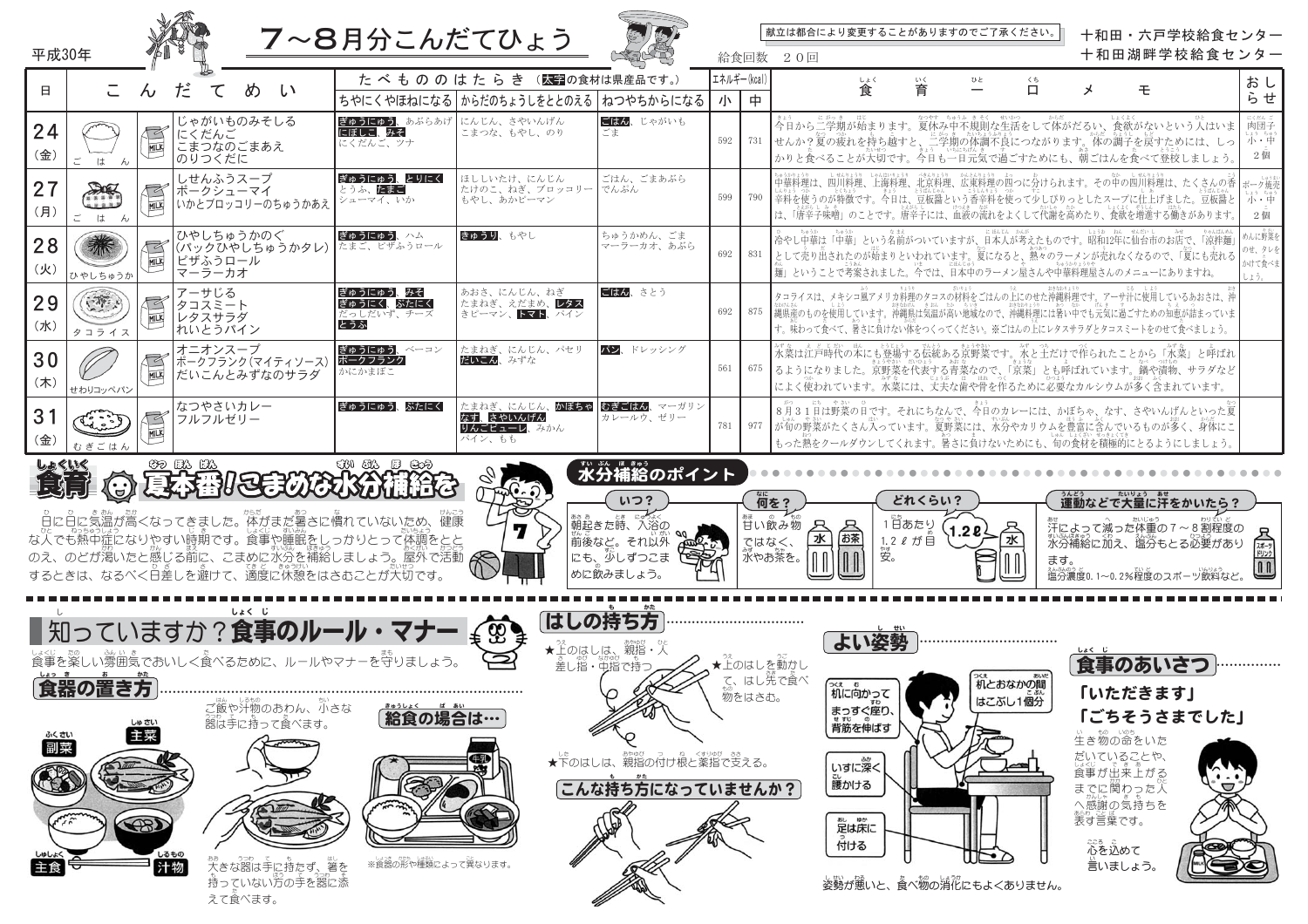平成30年

# 7～8月分こんだてひょう

献立は都合により変更することがありますのでご了承ください。

給食回数　20回

十和田・六戸学校給食センター
十和田湖畔学校給食センター

| 日 | こんだてめい | | たべもののはたらき（太字の食材は県産品です。） | | | エネルギー(kcal) | | 食育一口メモ | おしらせ |
|---|---|---|---|---|---|---|---|---|---|
| | | | ちやにくやほねになる | からだのちょうしをととのえる | ねつやちからになる | 小 | 中 | | |
| 24（金） | ごはん | じゃがいものみそしる<br>にくだんご<br>こまつなのごまあえ<br>のりつくだに | **ぎゅうにゅう**、あぶらあげ<br>**にぼし**、**みそ**<br>にくだんご、ツナ | にんじん、さやいんげん<br>こまつな、もやし、のり | **ごはん**、じゃがいも<br>ごま | 592 | 731 | 今日から二学期が始まります。夏休み中不規則な生活をして体がだるい、食欲がないという人はいませんか？夏の疲れを持ち越すと、二学期の体調不良につながります。体の調子を戻すためには、しっかりと食べることが大切です。今日も一日元気で過ごすためにも、朝ごはんを食べて登校しましょう。 | 肉団子<br>小・中<br>2個 |
| 27（月） | ごはん | しせんふうスープ<br>ポークシューマイ<br>いかとブロッコリーのちゅうかあえ | **ぎゅうにゅう**、**とりにく**<br>とうふ、**たまご**<br>シューマイ、いか | ほししいたけ、にんじん<br>たけのこ、ねぎ、ブロッコリー<br>もやし、あかピーマン | ごはん、ごまあぶら<br>でんぷん | 599 | 790 | 中華料理は、四川料理、上海料理、北京料理、広東料理の四つに分けられます。その中の四川料理は、たくさんの香辛料を使うのが特徴です。今日は、豆板醤という香辛料を使って少しぴりっとしたスープに仕上げました。豆板醤とは、「唐辛子味噌」のことです。唐辛子には、血液の流れをよくして代謝を高めたり、食欲を増進する働きがあります。 | ポーク焼売<br>小・中<br>2個 |
| 28（火） | ひやしちゅうか | ひやしちゅうかのぐ<br>（パックひやしちゅうかタレ）<br>ピザふうロール<br>マーラーカオ | **ぎゅうにゅう**、ハム<br>たまご、ピザふうロール | **きゅうり**、もやし | ちゅうかめん、ごま<br>マーラーカオ、あぶら | 692 | 831 | 冷やし中華は「中華」という名前がついていますが、日本人が考えたものです。昭和12年に仙台市のお店で、「涼拌麺」として売り出されたのが始まりといわれています。夏になると、熱々のラーメンが売れなくなるので、「夏にも売れる麺」ということで考案されました。今では、日本中のラーメン屋さんや中華料理屋さんのメニューにありますね。 | めんに野菜をのせ、タレをかけて食べましょう。 |
| 29（水） | タコライス | アーサじる<br>タコスミート<br>レタスサラダ<br>れいとうパイン | **ぎゅうにゅう**、**みそ**<br>**ぎゅうにゅう**、**ぶたにく**<br>だっしだいず、チーズ<br>**とうふ** | あおさ、にんじん、ねぎ<br>たまねぎ、えだまめ、**レタス**<br>きピーマン、**トマト**、パイン | **ごはん**、さとう | 692 | 875 | タコライスは、メキシコ風アメリカ料理のタコスの材料をごはんの上にのせた沖縄料理です。アーサ汁に使用しているあおさは、沖縄県産のものを使用しています。沖縄県は気温が高い地域なので、沖縄料理には暑い中でも元気に過ごすための知恵が詰まっています。味わって食べて、暑さに負けない体をつくってください。※ごはんの上にレタスサラダとタコスミートをのせて食べましょう。 | |
| 30（木） | せわりコッペパン | オニオンスープ<br>ポークフランク（マイティソース）<br>だいこんとみずなのサラダ | **ぎゅうにゅう**、ベーコン<br>**ポークフランク**<br>かにかまぼこ | たまねぎ、にんじん、パセリ<br>**だいこん**、みずな | **パン**、ドレッシング | 561 | 675 | 水菜は江戸時代の本にも登場する伝統ある京野菜です。水と土だけで作られたことから「水菜」と呼ばれるようになりました。京野菜を代表する青菜なので、「京菜」とも呼ばれています。鍋や漬物、サラダなどによく使われています。水菜には、丈夫な歯や骨を作るために必要なカルシウムが多く含まれています。 | |
| 31（金） | むぎごはん | なつやさいカレー<br>フルフルゼリー | **ぎゅうにゅう**、**ぶたにく** | たまねぎ、にんじん、**かぼちゃ**<br>**なす**、**さやいんげん**<br>**りんごピューレ**、みかん<br>パイン、もも | **むぎごはん**、マーガリン<br>カレールウ、ゼリー | 781 | 977 | 8月31日は野菜の日です。それにちなんで、今日のカレーには、かぼちゃ、なす、さやいんげんといった夏が旬の野菜がたくさん入っています。夏野菜には、水分やカリウムを豊富に含んでいるものが多く、身体にこもった熱をクールダウンしてくれます。暑さに負けないためにも、旬の食材を積極的にとるようにしましょう。 | |

## 食育　夏本番！こまめな水分補給を

日に日に気温が高くなってきました。体がまだ暑さに慣れていないため、健康な人でも熱中症になりやすい時期です。食事や睡眠をしっかりとって体調をととのえ、のどが渇いたと感じる前に、こまめに水分を補給しましょう。屋外で活動するときは、なるべく日差しを避けて、適度に休憩をはさむことが大切です。

### 水分補給のポイント

- **いつ？** 朝起きた時、入浴の前後など。それ以外にも、少しずつこまめに飲みましょう。
- **何を？** 甘い飲み物ではなく、水やお茶を。
- **どれくらい？** 1日あたり1.2ℓが目安。
- **運動などで大量に汗をかいたら？** 汗によって減った体重の7～8割程度の水分補給に加え、塩分もとる必要があります。塩分濃度0.1～0.2%程度のスポーツ飲料など。

## 知っていますか？食事のルール・マナー

食事を楽しい雰囲気でおいしく食べるために、ルールやマナーを守りましょう。

### 食器の置き方

副菜　主菜　主食　汁物

ご飯や汁物のおわん、小さな器は手に持って食べます。

大きな器は手に持たず、箸を持っていない方の手を器に添えて食べます。

**給食の場合は…**

※食器の形や種類によって異なります。

### はしの持ち方

★上のはしは、親指・人差し指・中指で持つ

★上のはしを動かして、はし先で食べ物をはさむ。

★下のはしは、親指の付け根と薬指で支える。

**こんな持ち方になっていませんか？**

### よい姿勢

- 机に向かってまっすぐ座り、背筋を伸ばす
- 机とおなかの間はこぶし1個分
- いすに深く腰かける
- 足は床に付ける

姿勢が悪いと、食べ物の消化にもよくありません。

### 食事のあいさつ

「いただきます」
「ごちそうさまでした」

生き物の命をいただいていることや、食事が出来上がるまでに関わった人へ感謝の気持ちを表す言葉です。

心を込めて言いましょう。